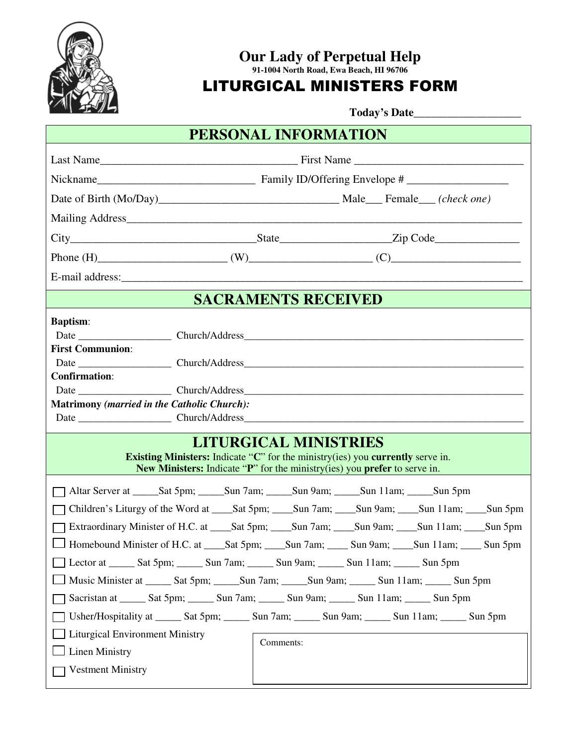# Our Lady of Perpetual Help

**91-1004 North Road, Ewa Beach, HI 96706**

## LITURGICAL MINISTERS FORM

**Today's Date**__________________

## PERSONAL INFORMATION

Last Name__________________________________ First Name ______________________________

Nickname___________________________ Family ID/Offering Envelope # _________________

Date of Birth (Mo/Day)_______________________________ Male___ Female___ *(check one)*

Mailing Address_________________________________________________________________________

City________________________________State___________________Zip Code_______________

Phone (H)______________________ (W)_____________________ (C)______________________

E-mail address:__________________________________________________________________________

## SACRAMENTS RECEIVED

**Baptism**:
Date _________________ Church/Address_______________________________________________________

**First Communion**:
Date _________________ Church/Address_______________________________________________________

**Confirmation**:
Date _________________ Church/Address_______________________________________________________

**Matrimony** ***(married in the Catholic Church):***
Date _________________ Church/Address_______________________________________________________

## LITURGICAL MINISTRIES

**Existing Ministers:** Indicate "**C**" for the ministry(ies) you **currently** serve in.
**New Ministers:** Indicate "**P**" for the ministry(ies) you **prefer** to serve in.

- ☐ Altar Server at _____Sat 5pm; _____Sun 7am; _____Sun 9am; _____Sun 11am; _____Sun 5pm
- ☐ Children's Liturgy of the Word at ____Sat 5pm; ____Sun 7am; ____Sun 9am; ____Sun 11am; ____Sun 5pm
- ☐ Extraordinary Minister of H.C. at ____Sat 5pm; ____Sun 7am; ____Sun 9am; ____Sun 11am; ____Sun 5pm
- ☐ Homebound Minister of H.C. at ____Sat 5pm; ____Sun 7am; ____ Sun 9am; ____Sun 11am; ____ Sun 5pm
- ☐ Lector at _____ Sat 5pm; _____ Sun 7am; _____ Sun 9am; _____ Sun 11am; _____ Sun 5pm
- ☐ Music Minister at _____ Sat 5pm; _____Sun 7am; _____Sun 9am; _____ Sun 11am; _____ Sun 5pm
- ☐ Sacristan at _____ Sat 5pm; _____ Sun 7am; _____ Sun 9am; _____ Sun 11am; _____ Sun 5pm
- ☐ Usher/Hospitality at _____ Sat 5pm; _____ Sun 7am; _____ Sun 9am; _____ Sun 11am; _____ Sun 5pm
- ☐ Liturgical Environment Ministry
- ☐ Linen Ministry
- ☐ Vestment Ministry

Comments: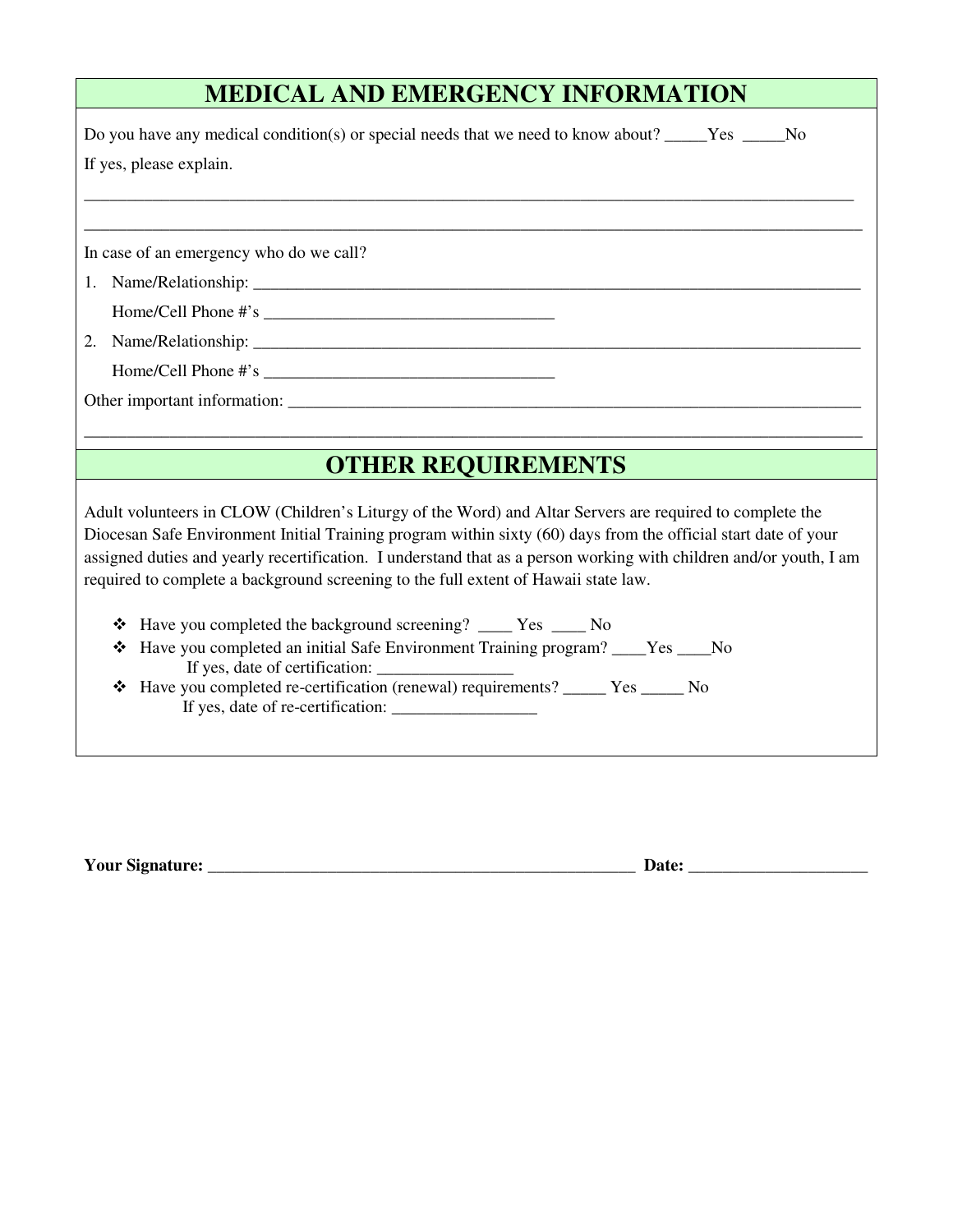## MEDICAL AND EMERGENCY INFORMATION

Do you have any medical condition(s) or special needs that we need to know about? _____Yes _____No

If yes, please explain.

______________________________________________________________________________________

______________________________________________________________________________________

In case of an emergency who do we call?

1. Name/Relationship: ___________________________________________________________________

   Home/Cell Phone #'s __________________________________

2. Name/Relationship: ___________________________________________________________________

   Home/Cell Phone #'s __________________________________

Other important information: ______________________________________________________________

______________________________________________________________________________________

## OTHER REQUIREMENTS

Adult volunteers in CLOW (Children's Liturgy of the Word) and Altar Servers are required to complete the Diocesan Safe Environment Initial Training program within sixty (60) days from the official start date of your assigned duties and yearly recertification. I understand that as a person working with children and/or youth, I am required to complete a background screening to the full extent of Hawaii state law.

- Have you completed the background screening? ____ Yes ____ No
- Have you completed an initial Safe Environment Training program? ____Yes ____No
  - If yes, date of certification: ________________
- Have you completed re-certification (renewal) requirements? _____ Yes _____ No
  - If yes, date of re-certification: _________________

**Your Signature:** ____________________________________________________ **Date:** _____________________